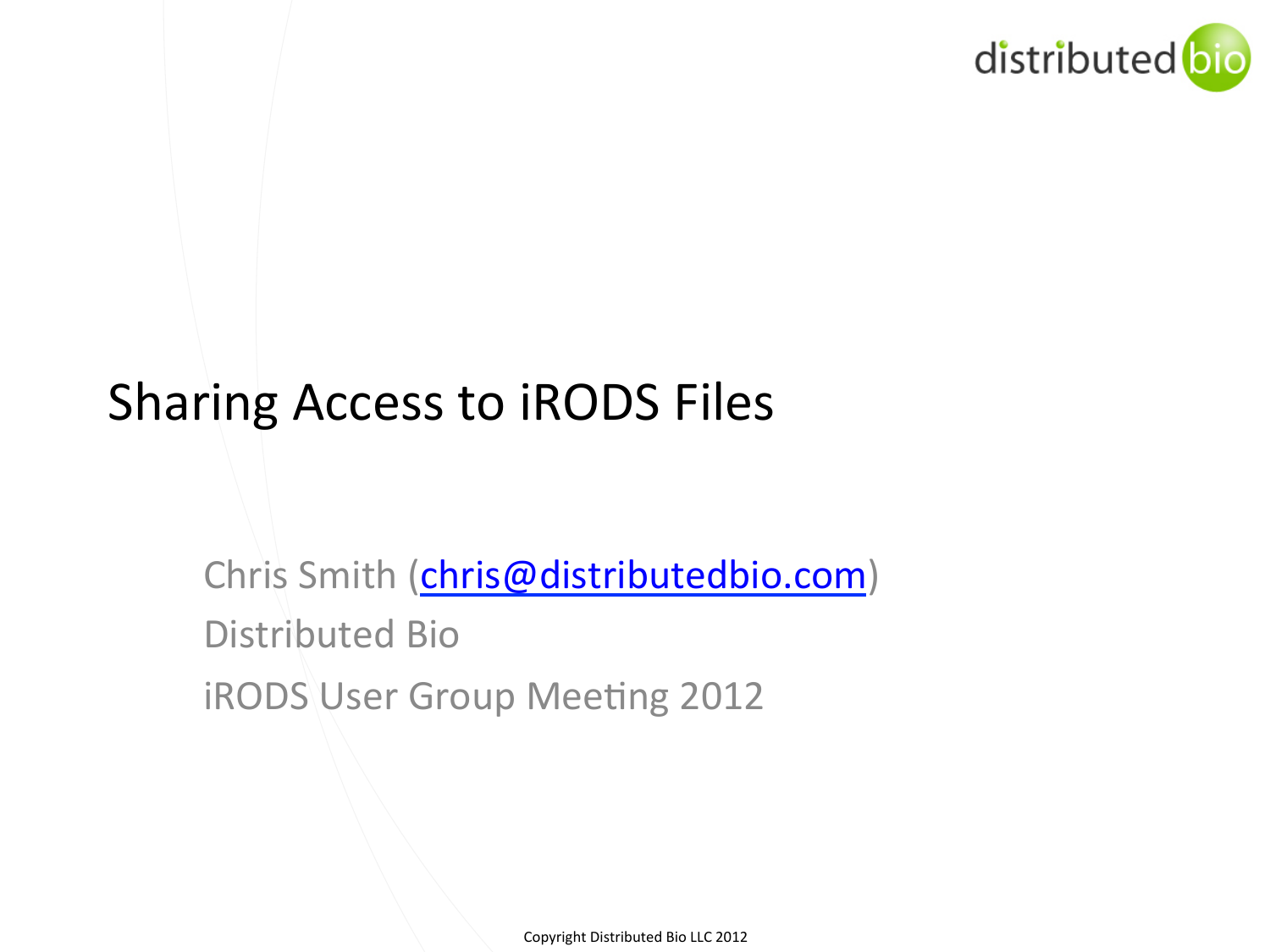distributed bio

# Sharing Access to iRODS Files

Chris Smith (chris@distributedbio.com)

Distributed Bio

iRODS User Group Meeting 2012

Copyright Distributed Bio LLC 2012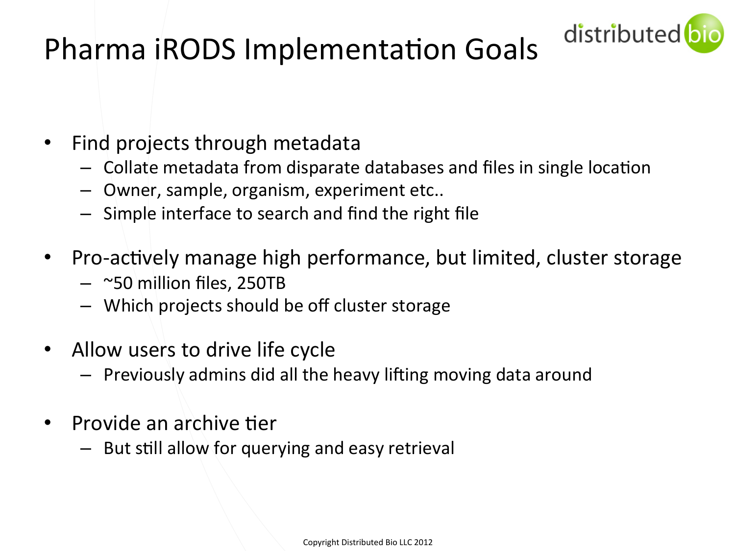# Pharma iRODS Implementation Goals

- Find projects through metadata
  - Collate metadata from disparate databases and files in single location
  - Owner, sample, organism, experiment etc..
  - Simple interface to search and find the right file
- Pro-actively manage high performance, but limited, cluster storage
  - ~50 million files, 250TB
  - Which projects should be off cluster storage
- Allow users to drive life cycle
  - Previously admins did all the heavy lifting moving data around
- Provide an archive tier
  - But still allow for querying and easy retrieval

Copyright Distributed Bio LLC 2012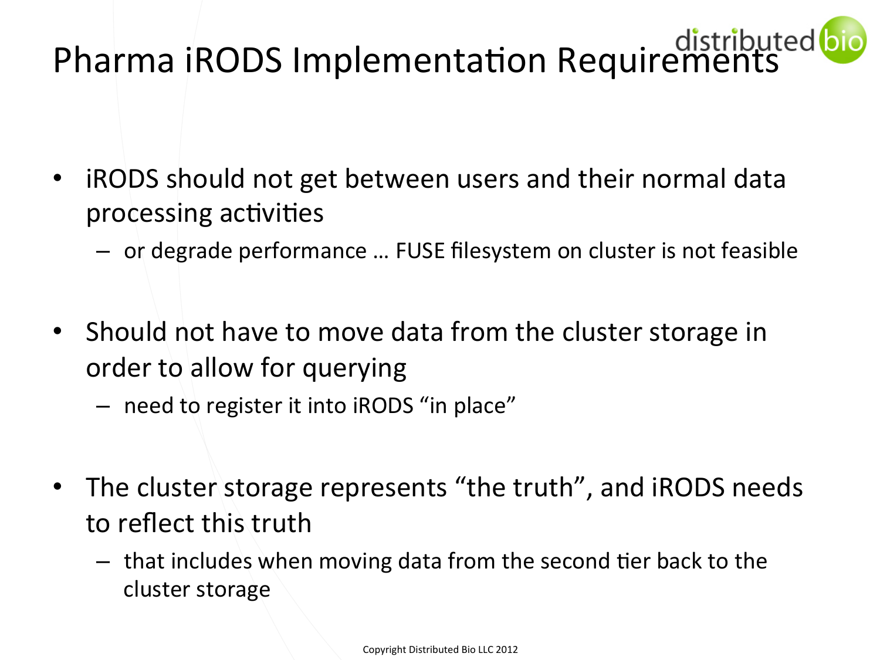# Pharma iRODS Implementation Requirements

- iRODS should not get between users and their normal data processing activities
  - or degrade performance … FUSE filesystem on cluster is not feasible
- Should not have to move data from the cluster storage in order to allow for querying
  - need to register it into iRODS "in place"
- The cluster storage represents "the truth", and iRODS needs to reflect this truth
  - that includes when moving data from the second tier back to the cluster storage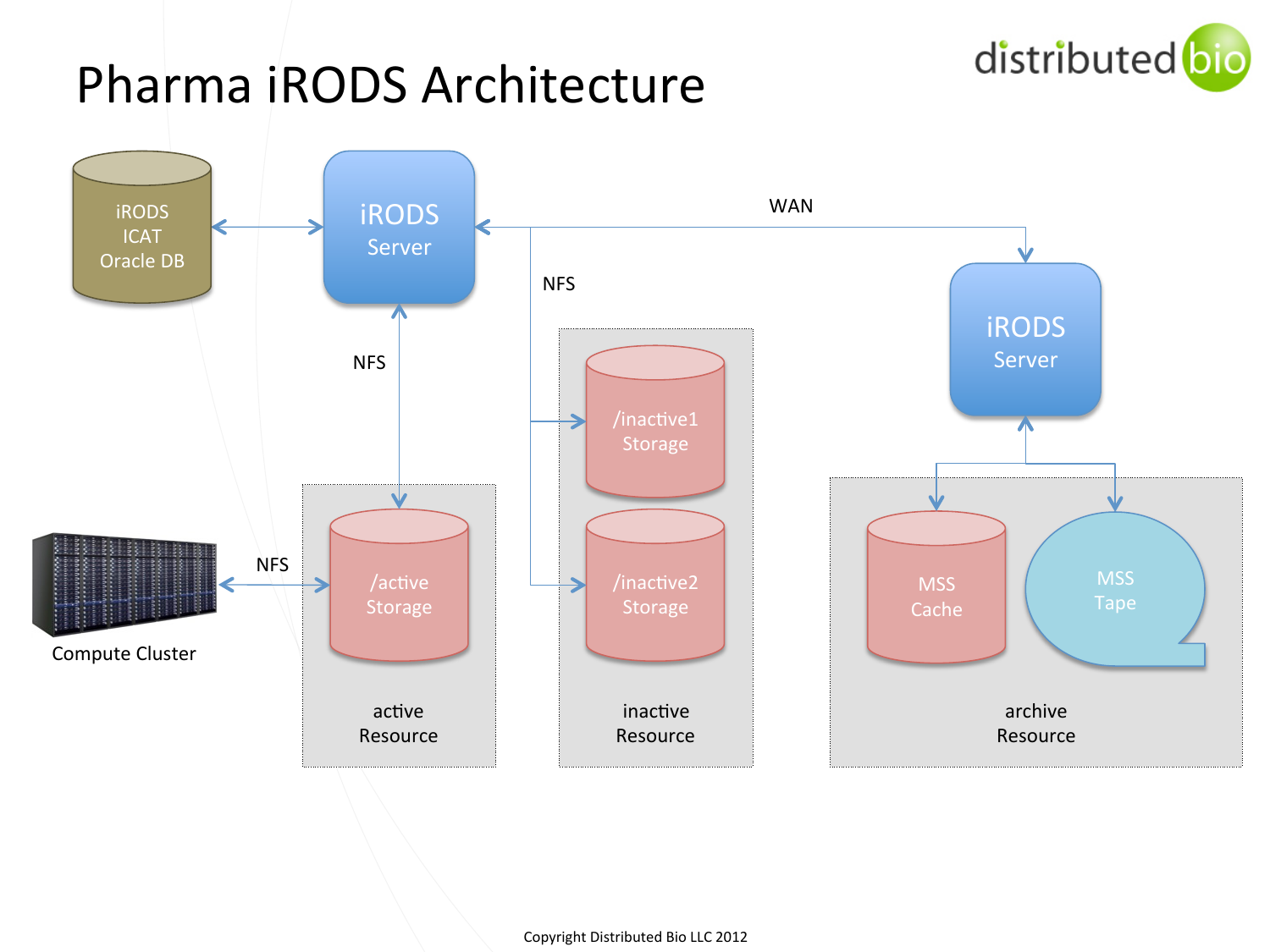# Pharma iRODS Architecture

iRODS ICAT Oracle DB

iRODS Server

NFS

WAN

NFS

iRODS Server

/inactive1 Storage

/inactive2 Storage

NFS

/active Storage

Compute Cluster

MSS Cache

MSS Tape

active Resource

inactive Resource

archive Resource

Copyright Distributed Bio LLC 2012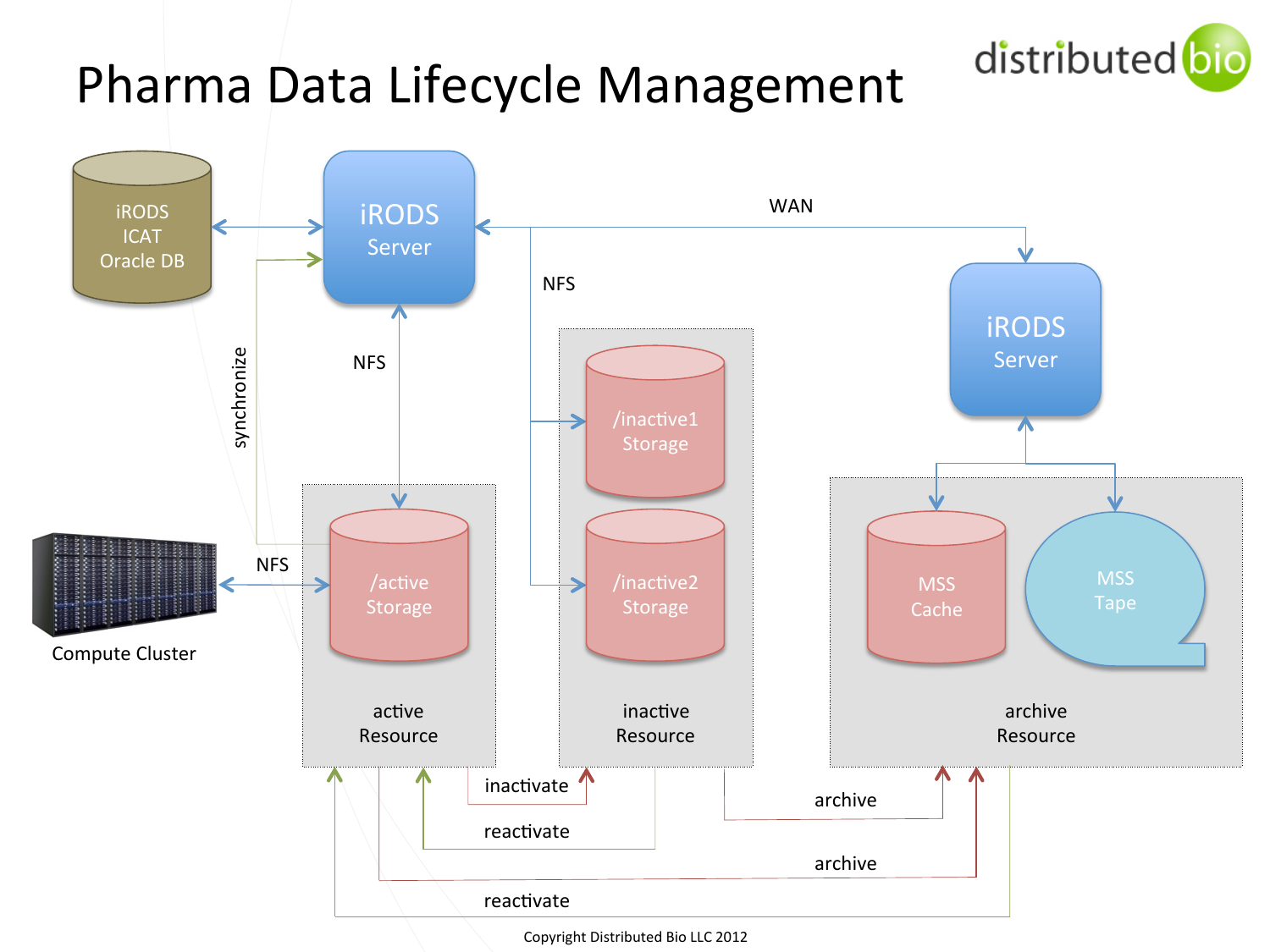# Pharma Data Lifecycle Management

distributed bio

iRODS ICAT Oracle DB

iRODS Server

WAN

NFS

iRODS Server

synchronize

NFS

/inactive1 Storage

/inactive2 Storage

Compute Cluster

NFS

/active Storage

MSS Cache

MSS Tape

active Resource

inactive Resource

archive Resource

inactivate

reactivate

archive

archive

reactivate

Copyright Distributed Bio LLC 2012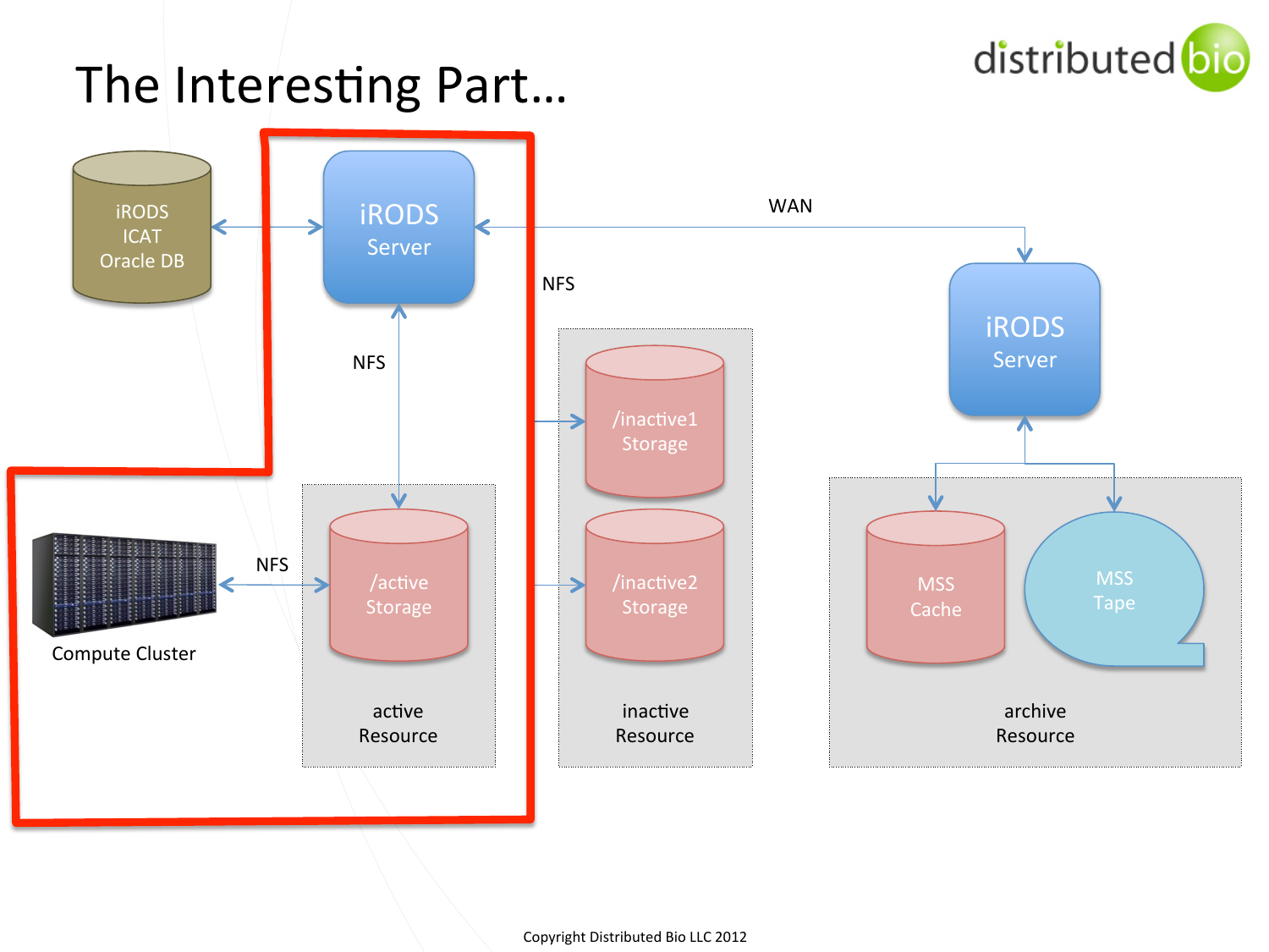# The Interesting Part…

iRODS ICAT Oracle DB

iRODS Server

WAN

NFS

iRODS Server

NFS

/inactive1 Storage

/inactive2 Storage

NFS

/active Storage

Compute Cluster

active Resource

inactive Resource

MSS Cache

MSS Tape

archive Resource

Copyright Distributed Bio LLC 2012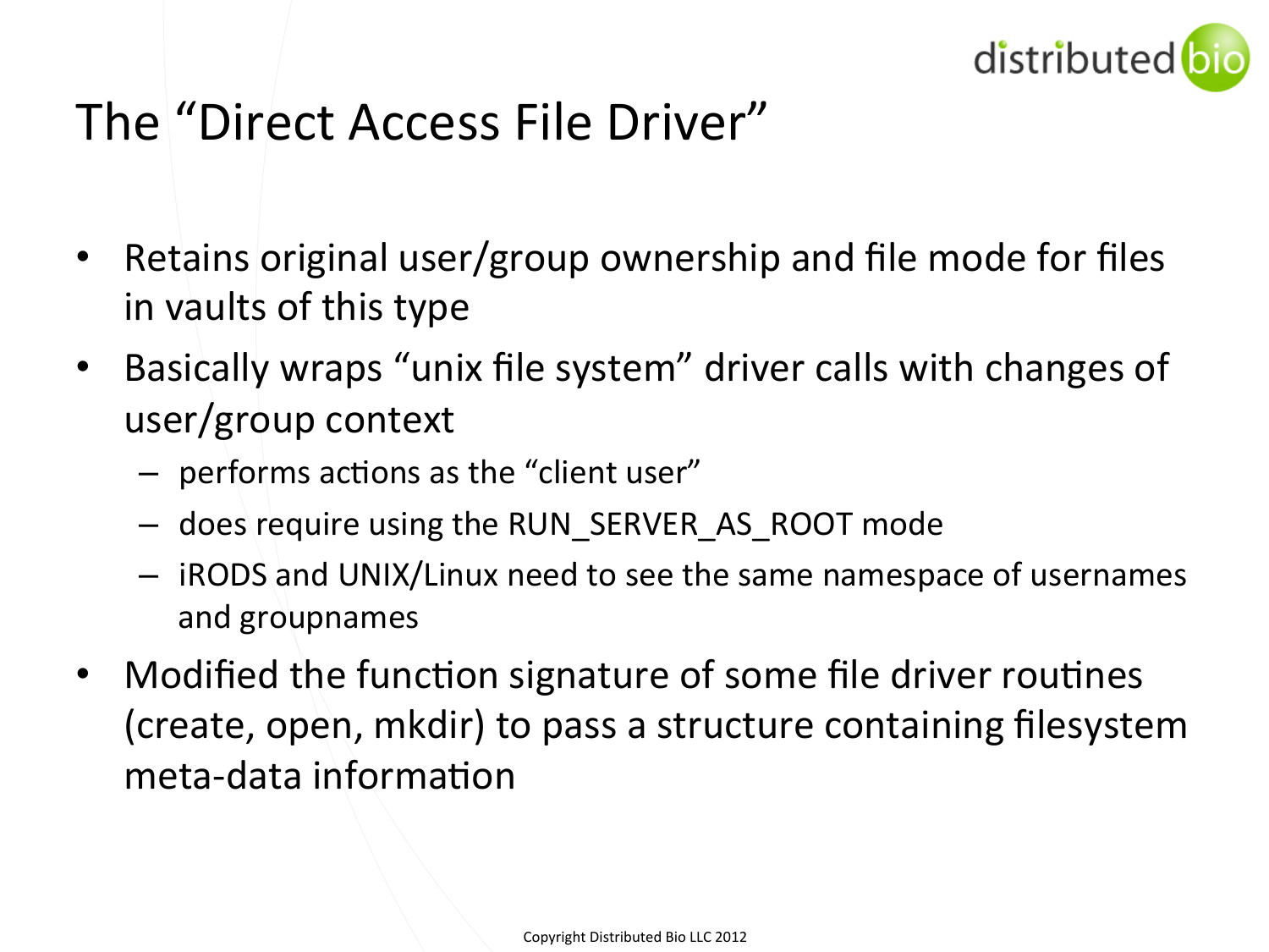# The "Direct Access File Driver"

- Retains original user/group ownership and file mode for files in vaults of this type
- Basically wraps "unix file system" driver calls with changes of user/group context
  - performs actions as the "client user"
  - does require using the RUN_SERVER_AS_ROOT mode
  - iRODS and UNIX/Linux need to see the same namespace of usernames and groupnames
- Modified the function signature of some file driver routines (create, open, mkdir) to pass a structure containing filesystem meta-data information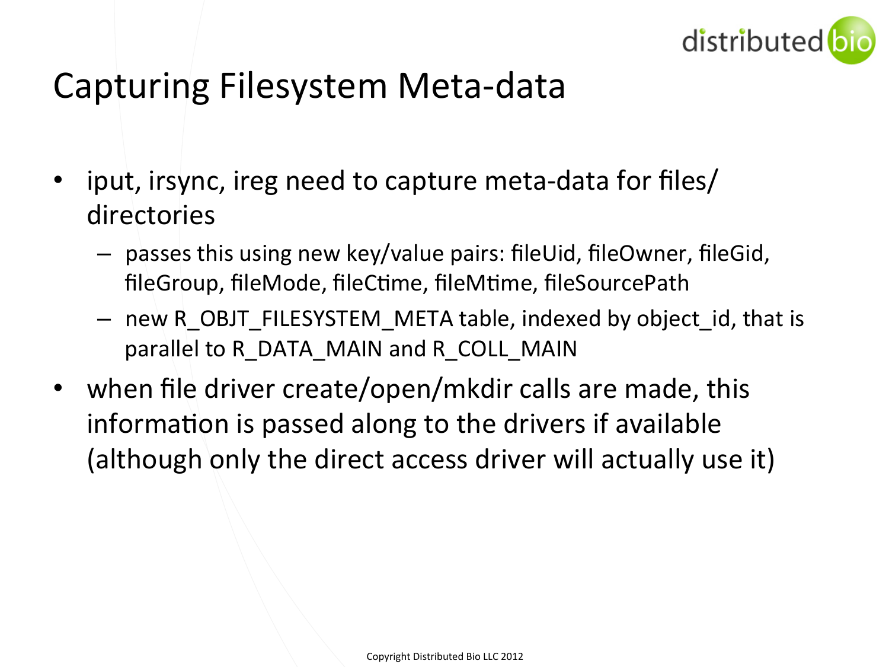# Capturing Filesystem Meta-data

- iput, irsync, ireg need to capture meta-data for files/ directories
  - passes this using new key/value pairs: fileUid, fileOwner, fileGid, fileGroup, fileMode, fileCtime, fileMtime, fileSourcePath
  - new R_OBJT_FILESYSTEM_META table, indexed by object_id, that is parallel to R_DATA_MAIN and R_COLL_MAIN
- when file driver create/open/mkdir calls are made, this information is passed along to the drivers if available (although only the direct access driver will actually use it)

Copyright Distributed Bio LLC 2012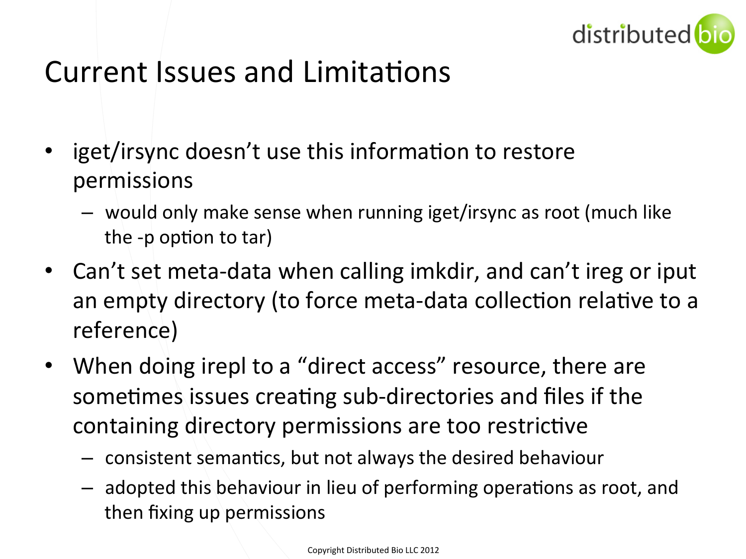# Current Issues and Limitations

- iget/irsync doesn't use this information to restore permissions
  - would only make sense when running iget/irsync as root (much like the -p option to tar)
- Can't set meta-data when calling imkdir, and can't ireg or iput an empty directory (to force meta-data collection relative to a reference)
- When doing irepl to a "direct access" resource, there are sometimes issues creating sub-directories and files if the containing directory permissions are too restrictive
  - consistent semantics, but not always the desired behaviour
  - adopted this behaviour in lieu of performing operations as root, and then fixing up permissions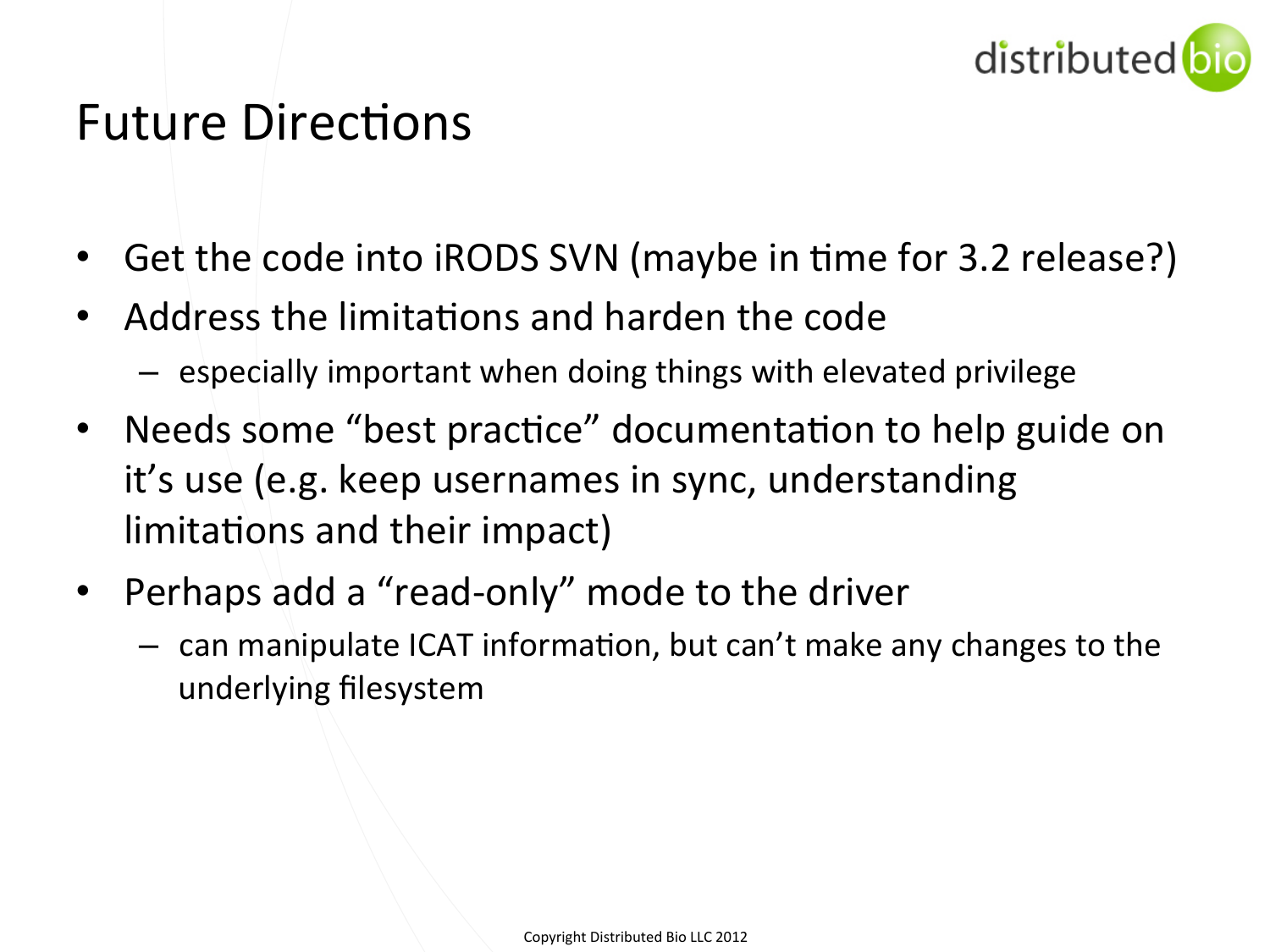# Future Directions

- Get the code into iRODS SVN (maybe in time for 3.2 release?)
- Address the limitations and harden the code
  - especially important when doing things with elevated privilege
- Needs some "best practice" documentation to help guide on it's use (e.g. keep usernames in sync, understanding limitations and their impact)
- Perhaps add a "read-only" mode to the driver
  - can manipulate ICAT information, but can't make any changes to the underlying filesystem